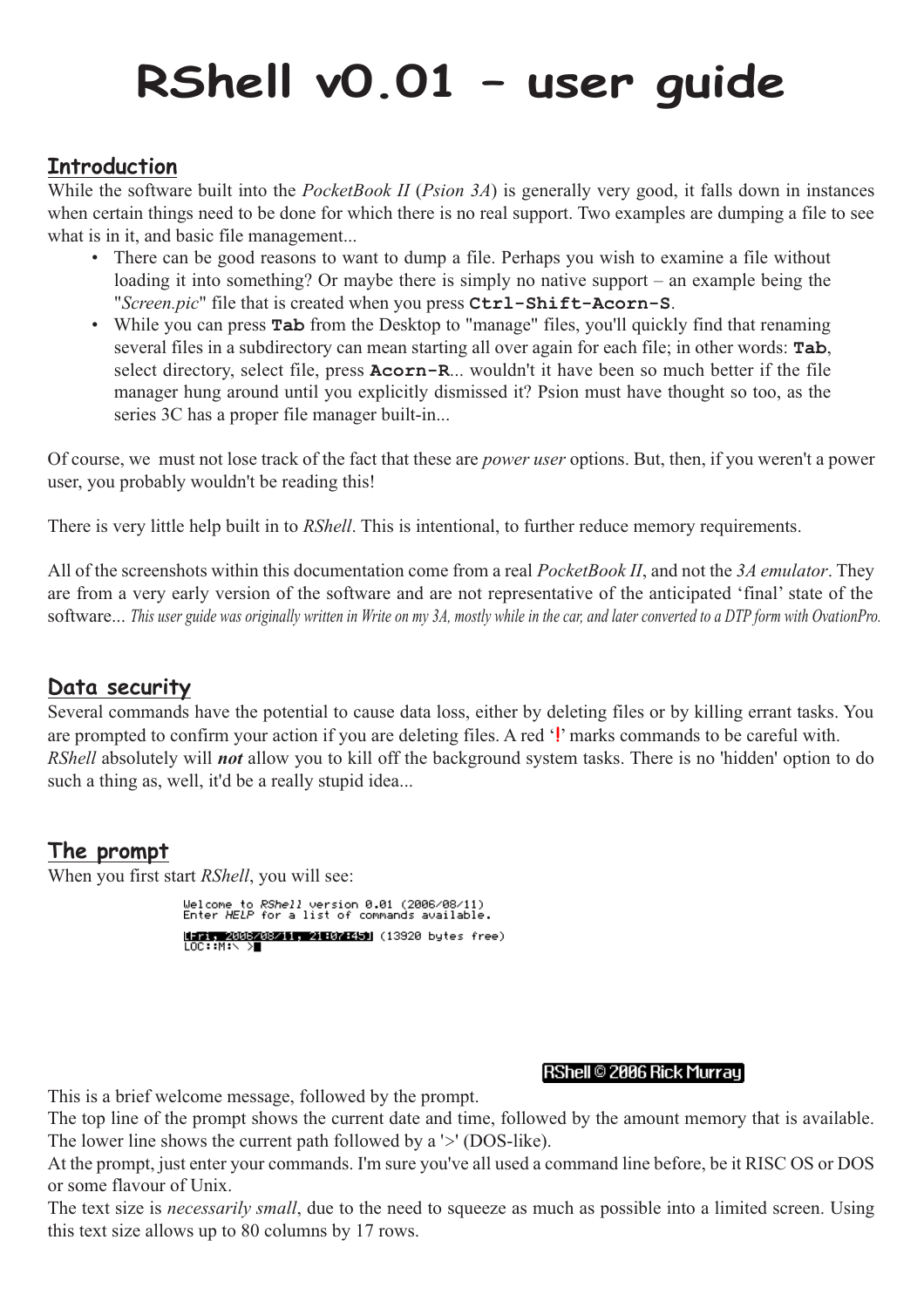# RShell v0.01 – user guide

## Introduction

While the software built into the *PocketBook II* (*Psion 3A*) is generally very good, it falls down in instances when certain things need to be done for which there is no real support. Two examples are dumping a file to see what is in it, and basic file management...

- There can be good reasons to want to dump a file. Perhaps you wish to examine a file without loading it into something? Or maybe there is simply no native support – an example being the "*Screen.pic*" file that is created when you press **`Ctrl-Shift-Acorn-S`**.
- While you can press **`Tab`** from the Desktop to "manage" files, you'll quickly find that renaming several files in a subdirectory can mean starting all over again for each file; in other words: **`Tab`**, select directory, select file, press **`Acorn-R`**... wouldn't it have been so much better if the file manager hung around until you explicitly dismissed it? Psion must have thought so too, as the series 3C has a proper file manager built-in...

Of course, we must not lose track of the fact that these are *power user* options. But, then, if you weren't a power user, you probably wouldn't be reading this!

There is very little help built in to *RShell*. This is intentional, to further reduce memory requirements.

All of the screenshots within this documentation come from a real *PocketBook II*, and not the *3A emulator*. They are from a very early version of the software and are not representative of the anticipated 'final' state of the software... *This user guide was originally written in Write on my 3A, mostly while in the car, and later converted to a DTP form with OvationPro.*

## Data security

Several commands have the potential to cause data loss, either by deleting files or by killing errant tasks. You are prompted to confirm your action if you are deleting files. A red '**!**' marks commands to be careful with. *RShell* absolutely will ***not*** allow you to kill off the background system tasks. There is no 'hidden' option to do such a thing as, well, it'd be a really stupid idea...

## The prompt

When you first start *RShell*, you will see:

```
Welcome to RShell version 0.01 (2006/08/11)
Enter HELP for a list of commands available.

[Fri, 2006/08/11, 21:07:45] (13920 bytes free)
LOC::M:\ >
```

RShell © 2006 Rick Murray

This is a brief welcome message, followed by the prompt.
The top line of the prompt shows the current date and time, followed by the amount memory that is available.
The lower line shows the current path followed by a '>' (DOS-like).
At the prompt, just enter your commands. I'm sure you've all used a command line before, be it RISC OS or DOS or some flavour of Unix.
The text size is *necessarily small*, due to the need to squeeze as much as possible into a limited screen. Using this text size allows up to 80 columns by 17 rows.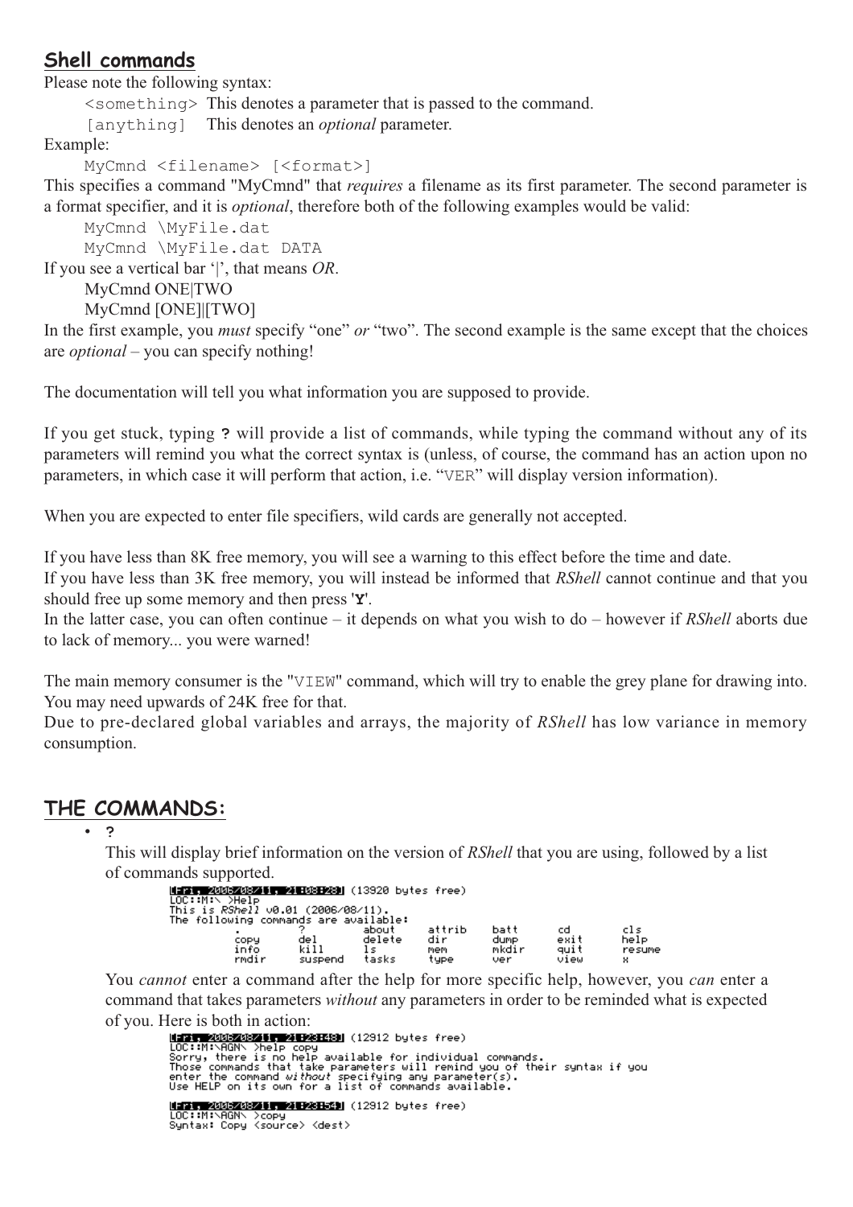## Shell commands

Please note the following syntax:

`<something>` This denotes a parameter that is passed to the command.

`[anything]` This denotes an *optional* parameter.

Example:

```
MyCmnd <filename> [<format>]
```

This specifies a command "MyCmnd" that *requires* a filename as its first parameter. The second parameter is a format specifier, and it is *optional*, therefore both of the following examples would be valid:

```
MyCmnd \MyFile.dat
MyCmnd \MyFile.dat DATA
```

If you see a vertical bar '|', that means *OR*.

MyCmnd ONE|TWO

MyCmnd [ONE]|[TWO]

In the first example, you *must* specify "one" *or* "two". The second example is the same except that the choices are *optional* – you can specify nothing!

The documentation will tell you what information you are supposed to provide.

If you get stuck, typing **?** will provide a list of commands, while typing the command without any of its parameters will remind you what the correct syntax is (unless, of course, the command has an action upon no parameters, in which case it will perform that action, i.e. "VER" will display version information).

When you are expected to enter file specifiers, wild cards are generally not accepted.

If you have less than 8K free memory, you will see a warning to this effect before the time and date.

If you have less than 3K free memory, you will instead be informed that *RShell* cannot continue and that you should free up some memory and then press '**Y**'.

In the latter case, you can often continue – it depends on what you wish to do – however if *RShell* aborts due to lack of memory... you were warned!

The main memory consumer is the "VIEW" command, which will try to enable the grey plane for drawing into. You may need upwards of 24K free for that.

Due to pre-declared global variables and arrays, the majority of *RShell* has low variance in memory consumption.

## THE COMMANDS:

- **?**

  This will display brief information on the version of *RShell* that you are using, followed by a list of commands supported.

```
[Fri, 2006/08/11, 21:08:28] (13920 bytes free)
LOC::M:\ >Help
This is RShell v0.01 (2006/08/11).
The following commands are available:
        .        ?        about    attrib   batt     cd       cls
        copy     del      delete   dir      dump     exit     help
        info     kill     ls       mem      mkdir    quit     resume
        rmdir    suspend  tasks    type     ver      view     x
```

  You *cannot* enter a command after the help for more specific help, however, you *can* enter a command that takes parameters *without* any parameters in order to be reminded what is expected of you. Here is both in action:

```
[Fri, 2006/08/11, 21:23:48] (12912 bytes free)
LOC::M:\AGN\ >help copy
Sorry, there is no help available for individual commands.
Those commands that take parameters will remind you of their syntax if you
enter the command without specifying any parameter(s).
Use HELP on its own for a list of commands available.

[Fri, 2006/08/11, 21:23:54] (12912 bytes free)
LOC::M:\AGN\ >copy
Syntax: Copy <source> <dest>
```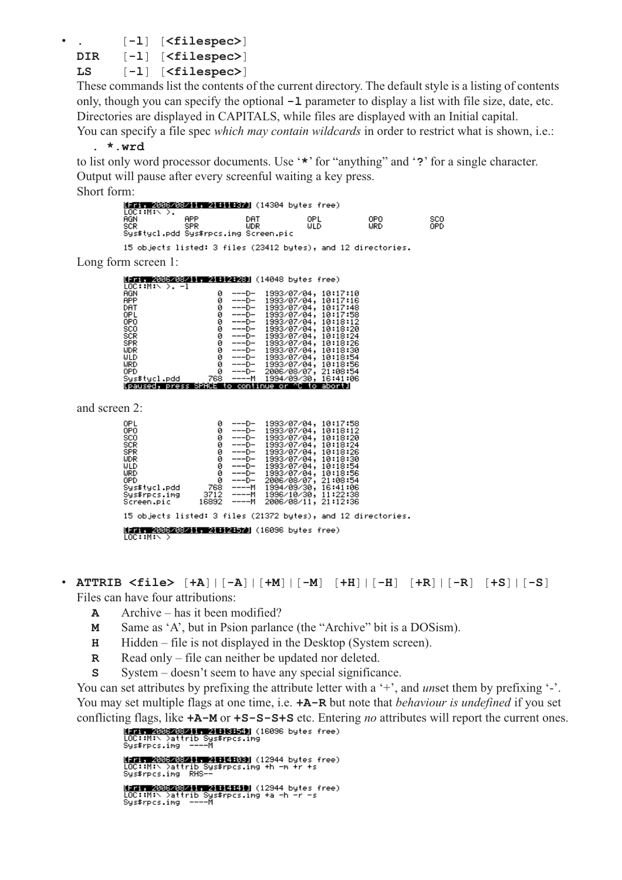- **.** [**-l**] [**<filespec>**]
  **DIR** [**-l**] [**<filespec>**]
  **LS** [**-l**] [**<filespec>**]

  These commands list the contents of the current directory. The default style is a listing of contents only, though you can specify the optional **-l** parameter to display a list with file size, date, etc. Directories are displayed in CAPITALS, while files are displayed with an Initial capital.

  You can specify a file spec *which may contain wildcards* in order to restrict what is shown, i.e.:

  **. *.wrd**

  to list only word processor documents. Use '**\***' for "anything" and '**?**' for a single character.

  Output will pause after every screenful waiting a key press.

  Short form:

```
[Fri, 2006/08/11, 21:11:37] (14304 bytes free)
LOC::M:\ >.
AGN          APP          DAT          OPL          OPO          SCO
SCR          SPR          WDR          WLD          WRD          OPD
Sys$tycl.pdd Sys$rpcs.img Screen.pic

15 objects listed: 3 files (23412 bytes), and 12 directories.
```

  Long form screen 1:

```
[Fri, 2006/08/11, 21:12:28] (14048 bytes free)
LOC::M:\ >. -l
AGN                0  ---D-  1993/07/04, 10:17:10
APP                0  ---D-  1993/07/04, 10:17:16
DAT                0  ---D-  1993/07/04, 10:17:48
OPL                0  ---D-  1993/07/04, 10:17:58
OPO                0  ---D-  1993/07/04, 10:18:12
SCO                0  ---D-  1993/07/04, 10:18:20
SCR                0  ---D-  1993/07/04, 10:18:24
SPR                0  ---D-  1993/07/04, 10:18:26
WDR                0  ---D-  1993/07/04, 10:18:30
WLD                0  ---D-  1993/07/04, 10:18:54
WRD                0  ---D-  1993/07/04, 10:18:56
OPD                0  ---D-  2006/08/07, 21:08:54
Sys$tycl.pdd     768  ----M  1994/09/30, 16:41:06
[paused, press SPACE to continue or ^C to abort]
```

  and screen 2:

```
OPL                0  ---D-  1993/07/04, 10:17:58
OPO                0  ---D-  1993/07/04, 10:18:12
SCO                0  ---D-  1993/07/04, 10:18:20
SCR                0  ---D-  1993/07/04, 10:18:24
SPR                0  ---D-  1993/07/04, 10:18:26
WDR                0  ---D-  1993/07/04, 10:18:30
WLD                0  ---D-  1993/07/04, 10:18:54
WRD                0  ---D-  1993/07/04, 10:18:56
OPD                0  ---D-  2006/08/07, 21:08:54
Sys$tycl.pdd     768  ----M  1994/09/30, 16:41:06
Sys$rpcs.img    3712  ----M  1996/10/30, 11:22:38
Screen.pic     16892  ----M  2006/08/11, 21:12:36

15 objects listed: 3 files (21372 bytes), and 12 directories.

[Fri, 2006/08/11, 21:12:57] (16096 bytes free)
LOC::M:\ >
```

- **ATTRIB <file>** [**+A**]|[**-A**]|[**+M**]|[**-M**] [**+H**]|[**-H**] [**+R**]|[**-R**] [**+S**]|[**-S**]

  Files can have four attributions:

  - **A** Archive – has it been modified?
  - **M** Same as 'A', but in Psion parlance (the "Archive" bit is a DOSism).
  - **H** Hidden – file is not displayed in the Desktop (System screen).
  - **R** Read only – file can neither be updated nor deleted.
  - **S** System – doesn't seem to have any special significance.

  You can set attributes by prefixing the attribute letter with a '+', and *un*set them by prefixing '-'. You may set multiple flags at one time, i.e. **+A-R** but note that *behaviour is undefined* if you set conflicting flags, like **+A-M** or **+S-S-S+S** etc. Entering *no* attributes will report the current ones.

```
[Fri, 2006/08/11, 21:13:54] (16096 bytes free)
LOC::M:\ >attrib Sys$rpcs.img
Sys$rpcs.img  ----M

[Fri, 2006/08/11, 21:14:03] (12944 bytes free)
LOC::M:\ >attrib Sys$rpcs.img +h -m +r +s
Sys$rpcs.img  RHS--

[Fri, 2006/08/11, 21:14:41] (12944 bytes free)
LOC::M:\ >attrib Sys$rpcs.img +a -h -r -s
Sys$rpcs.img  ----M
```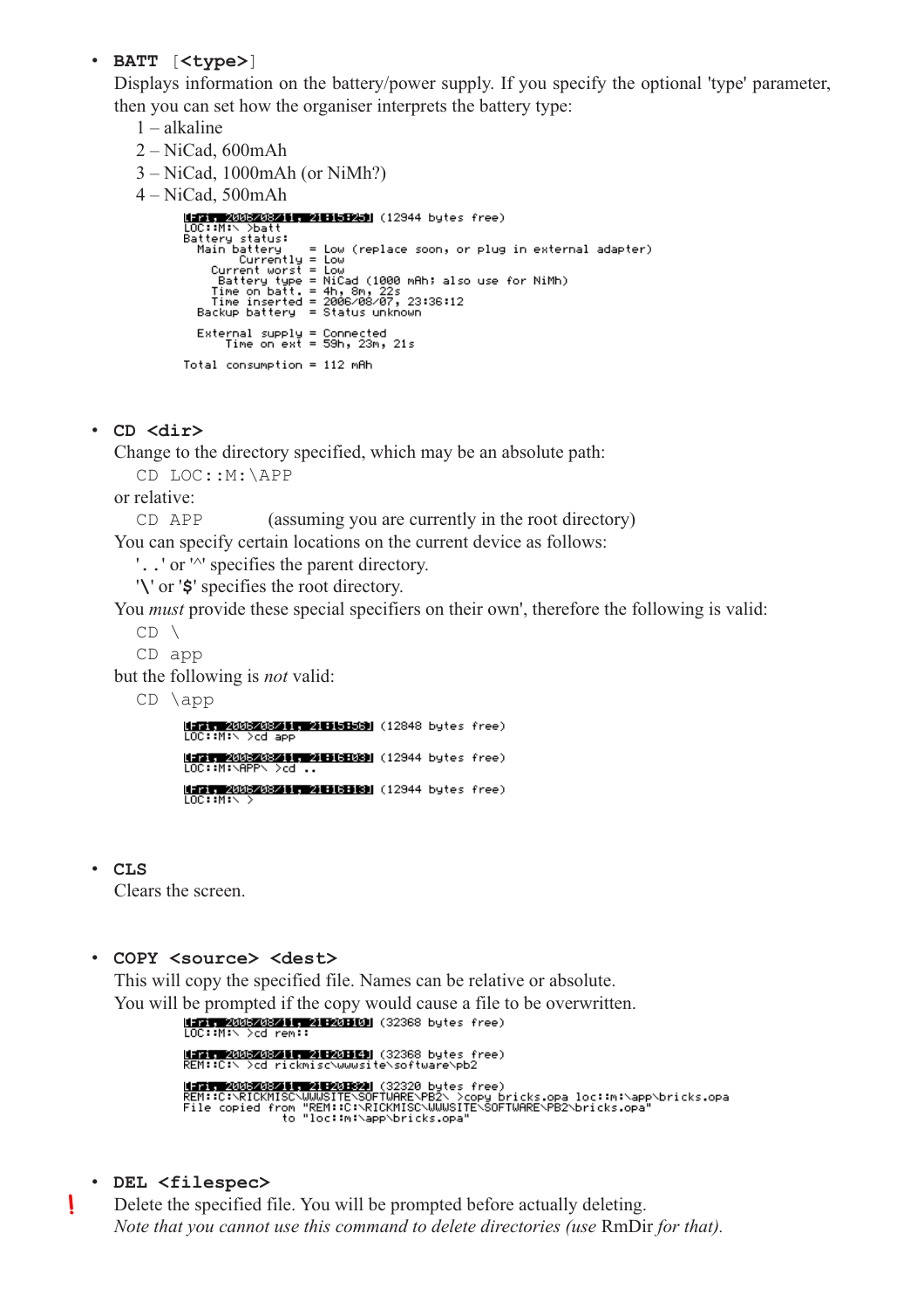- **BATT** [**<type>**]
  Displays information on the battery/power supply. If you specify the optional 'type' parameter, then you can set how the organiser interprets the battery type:
  1 – alkaline
  2 – NiCad, 600mAh
  3 – NiCad, 1000mAh (or NiMh?)
  4 – NiCad, 500mAh

```
[Fri, 2006/08/11, 21:15:25] (12944 bytes free)
LOC::M:\ >batt
Battery status:
  Main battery    = Low (replace soon, or plug in external adapter)
      Currently   = Low
    Current worst = Low
     Battery type = NiCad (1000 mAh; also use for NiMh)
    Time on batt. = 4h, 8m, 22s
    Time inserted = 2006/08/07, 23:36:12
  Backup battery  = Status unknown

  External supply = Connected
      Time on ext = 59h, 23m, 21s

Total consumption = 112 mAh
```

- **CD <dir>**
  Change to the directory specified, which may be an absolute path:
  `CD LOC::M:\APP`
  or relative:
  `CD APP` (assuming you are currently in the root directory)
  You can specify certain locations on the current device as follows:
  '`..`' or '^' specifies the parent directory.
  '`\`' or '`$`' specifies the root directory.
  You *must* provide these special specifiers on their own', therefore the following is valid:
  `CD \`
  `CD app`
  but the following is *not* valid:
  `CD \app`

```
[Fri, 2006/08/11, 21:15:56] (12848 bytes free)
LOC::M:\ >cd app

[Fri, 2006/08/11, 21:16:03] (12944 bytes free)
LOC::M:\APP\ >cd ..

[Fri, 2006/08/11, 21:16:13] (12944 bytes free)
LOC::M:\ >
```

- **CLS**
  Clears the screen.

- **COPY <source> <dest>**
  This will copy the specified file. Names can be relative or absolute.
  You will be prompted if the copy would cause a file to be overwritten.

```
[Fri, 2006/08/11, 21:20:10] (32368 bytes free)
LOC::M:\ >cd rem::

[Fri, 2006/08/11, 21:20:14] (32368 bytes free)
REM::C:\ >cd rickmisc\wwwsite\software\pb2

[Fri, 2006/08/11, 21:20:32] (32320 bytes free)
REM::C:\RICKMISC\WWWSITE\SOFTWARE\PB2\ >copy bricks.opa loc::m:\app\bricks.opa
File copied from "REM::C:\RICKMISC\WWWSITE\SOFTWARE\PB2\bricks.opa"
              to "loc::m:\app\bricks.opa"
```

- **DEL <filespec>**
  ! Delete the specified file. You will be prompted before actually deleting.
  *Note that you cannot use this command to delete directories (use* RmDir *for that).*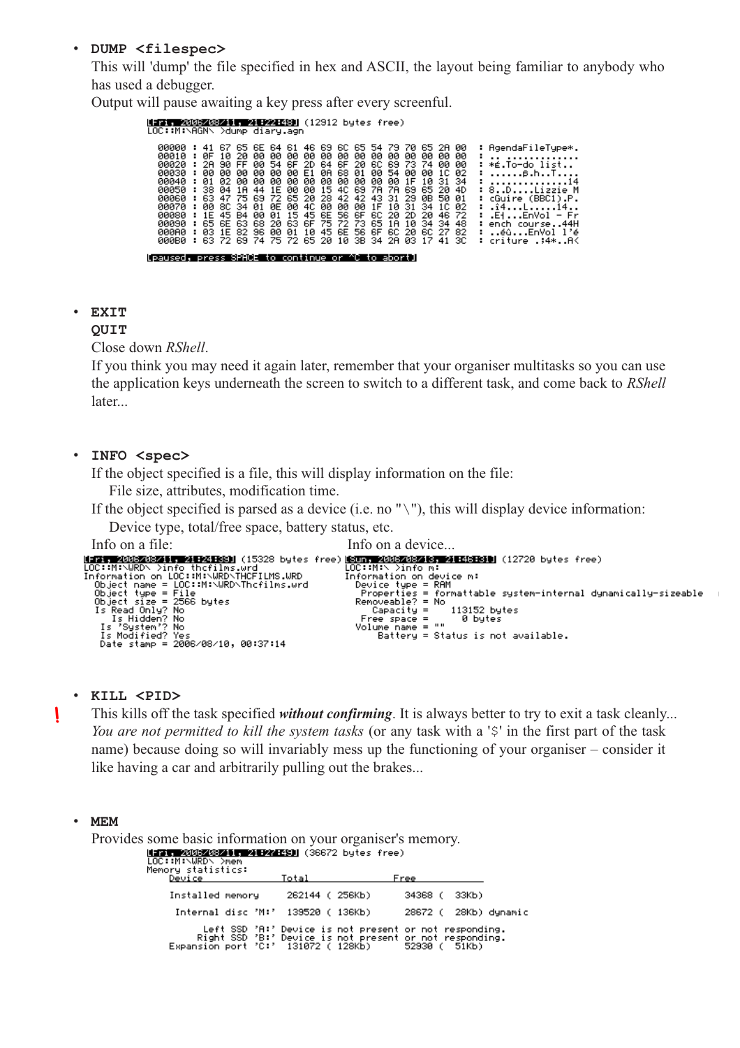- **DUMP <filespec>**
  This will 'dump' the file specified in hex and ASCII, the layout being familiar to anybody who has used a debugger.
  Output will pause awaiting a key press after every screenful.

```
[Fri, 2006/08/11, 21:22:48] (12912 bytes free)
LOC::M:\AGN\ >dump diary.agn

 00000 : 41 67 65 6E 64 61 46 69 6C 65 54 79 70 65 2A 00  : AgendaFileType*.
 00010 : 0F 10 20 00 00 00 00 00 00 00 00 00 00 00 00 00  : .. .............
 00020 : 2A 90 FF 00 54 6F 2D 64 6F 20 6C 69 73 74 00 00  : *É.To-do list..
 00030 : 00 00 00 00 00 00 E1 0A 68 01 00 54 00 00 1C 02  : ......ß.h..T....
 00040 : 01 02 00 00 00 00 00 00 00 00 00 00 1F 10 31 34  : ..............14
 00050 : 38 04 1A 44 1E 00 00 15 4C 69 7A 7A 69 65 20 4D  : 8..D....Lizzie M
 00060 : 63 47 75 69 72 65 20 28 42 42 43 31 29 0B 50 01  : cGuire (BBC1).P.
 00070 : 00 8C 34 01 0E 00 4C 00 00 00 1F 10 31 34 1C 02  : .î4...L......14..
 00080 : 1E 45 B4 00 01 15 45 6E 56 6F 6C 20 2D 20 46 72  : .E¦...EnVol - Fr
 00090 : 65 6E 63 68 20 63 6F 75 72 73 65 1A 10 34 34 48  : ench course..44H
 000A0 : 03 1E 82 96 00 01 10 45 6E 56 6F 6C 20 6C 27 82  : ..éû...EnVol l'é
 000B0 : 63 72 69 74 75 72 65 20 10 3B 34 2A 03 17 41 3C  : criture .;4*..A<

[paused, press SPACE to continue or ^C to abort]
```

- **EXIT**
  **QUIT**
  Close down *RShell*.
  If you think you may need it again later, remember that your organiser multitasks so you can use the application keys underneath the screen to switch to a different task, and come back to *RShell* later...

- **INFO <spec>**
  If the object specified is a file, this will display information on the file:
  File size, attributes, modification time.
  If the object specified is parsed as a device (i.e. no "\"), this will display device information:
  Device type, total/free space, battery status, etc.

Info on a file:

```
[Fri, 2006/08/11, 21:24:39] (15328 bytes free)
LOC::M:\WRD\ >info thcfilms.wrd
Information on LOC::M:\WRD\THCFILMS.WRD
  Object name = LOC::M:\WRD\Thcfilms.wrd
  Object type = File
  Object size = 2566 bytes
   Is Read Only? No
     Is Hidden? No
   Is 'System'? No
   Is Modified? Yes
   Date stamp = 2006/08/10, 00:37:14
```

Info on a device...

```
[Sun, 2006/08/13, 21:46:31] (12720 bytes free)
LOC::M:\ >info m:
Information on device m:
   Device type = RAM
    Properties = formattable system-internal dynamically-sizeable
  Removeable? = No
      Capacity =    113152 bytes
    Free space =         0 bytes
   Volume name = ""
       Battery = Status is not available.
```

- **KILL <PID>**
  ! This kills off the task specified ***without confirming***. It is always better to try to exit a task cleanly...
  *You are not permitted to kill the system tasks* (or any task with a '$' in the first part of the task name) because doing so will invariably mess up the functioning of your organiser – consider it like having a car and arbitrarily pulling out the brakes...

- **MEM**
  Provides some basic information on your organiser's memory.

```
[Fri, 2006/08/11, 21:27:49] (36672 bytes free)
LOC::M:\WRD\ >mem
Memory statistics:
    Device                  Total                Free

    Installed memory        262144 ( 256Kb)      34368 (  33Kb)

     Internal disc 'M:'     139520 ( 136Kb)      28672 (  28Kb) dynamic

          Left SSD 'A:' Device is not present or not responding.
         Right SSD 'B:' Device is not present or not responding.
    Expansion port 'C:'     131072 ( 128Kb)      52930 (  51Kb)
```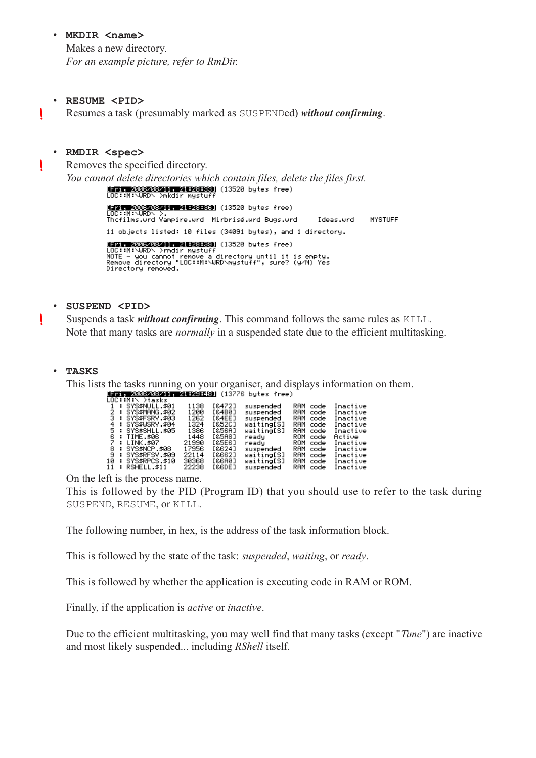- **MKDIR <name>**
  Makes a new directory.
  *For an example picture, refer to RmDir.*

- **RESUME <PID>**
  ! Resumes a task (presumably marked as SUSPENDed) ***without confirming***.

- **RMDIR <spec>**
  ! Removes the specified directory.
  *You cannot delete directories which contain files, delete the files first.*

```
[Fri, 2006/08/11, 21:28:33] (13520 bytes free)
LOC::M:\WRD\ >mkdir mystuff

[Fri, 2006/08/11, 21:28:36] (13520 bytes free)
LOC::M:\WRD\ >.
Thcfilms.wrd Vampire.wrd  Mirbrisé.wrd Bugs.wrd     Ideas.wrd     MYSTUFF

11 objects listed: 10 files (34091 bytes), and 1 directory.

[Fri, 2006/08/11, 21:28:39] (13520 bytes free)
LOC::M:\WRD\ >rmdir mystuff
NOTE - you cannot remove a directory until it is empty.
Remove directory "LOC::M:\WRD\mystuff", sure? (y/N) Yes
Directory removed.
```

- **SUSPEND <PID>**
  ! Suspends a task ***without confirming***. This command follows the same rules as KILL.
  Note that many tasks are *normally* in a suspended state due to the efficient multitasking.

- **TASKS**
  This lists the tasks running on your organiser, and displays information on them.

```
[Fri, 2006/08/11, 21:29:48] (13776 bytes free)
LOC::M:\ >tasks
 1 : SYS$NULL.$01     1138  [&472]  suspended   RAM code  Inactive
 2 : SYS$MANG.$02     1200  [&4B0]  suspended   RAM code  Inactive
 3 : SYS$FSRV.$03     1262  [&4EE]  suspended   RAM code  Inactive
 4 : SYS$WSRV.$04     1324  [&52C]  waiting[S]  RAM code  Inactive
 5 : SYS$SHLL.$05     1386  [&56A]  waiting[S]  RAM code  Inactive
 6 : TIME.$06         1448  [&5A8]  ready       ROM code  Active
 7 : LINK.$07        21990  [&5E6]  ready       ROM code  Inactive
 8 : SYS$NCP.$08     17956  [&624]  suspended   RAM code  Inactive
 9 : SYS$RFSV.$09    22114  [&662]  waiting[S]  RAM code  Inactive
10 : SYS$RPCS.$10    30368  [&6A0]  waiting[S]  RAM code  Inactive
11 : RSHELL.$11      22238  [&6DE]  suspended   RAM code  Inactive
```

  On the left is the process name.
  This is followed by the PID (Program ID) that you should use to refer to the task during SUSPEND, RESUME, or KILL.

  The following number, in hex, is the address of the task information block.

  This is followed by the state of the task: *suspended*, *waiting*, or *ready*.

  This is followed by whether the application is executing code in RAM or ROM.

  Finally, if the application is *active* or *inactive*.

  Due to the efficient multitasking, you may well find that many tasks (except "*Time*") are inactive and most likely suspended... including *RShell* itself.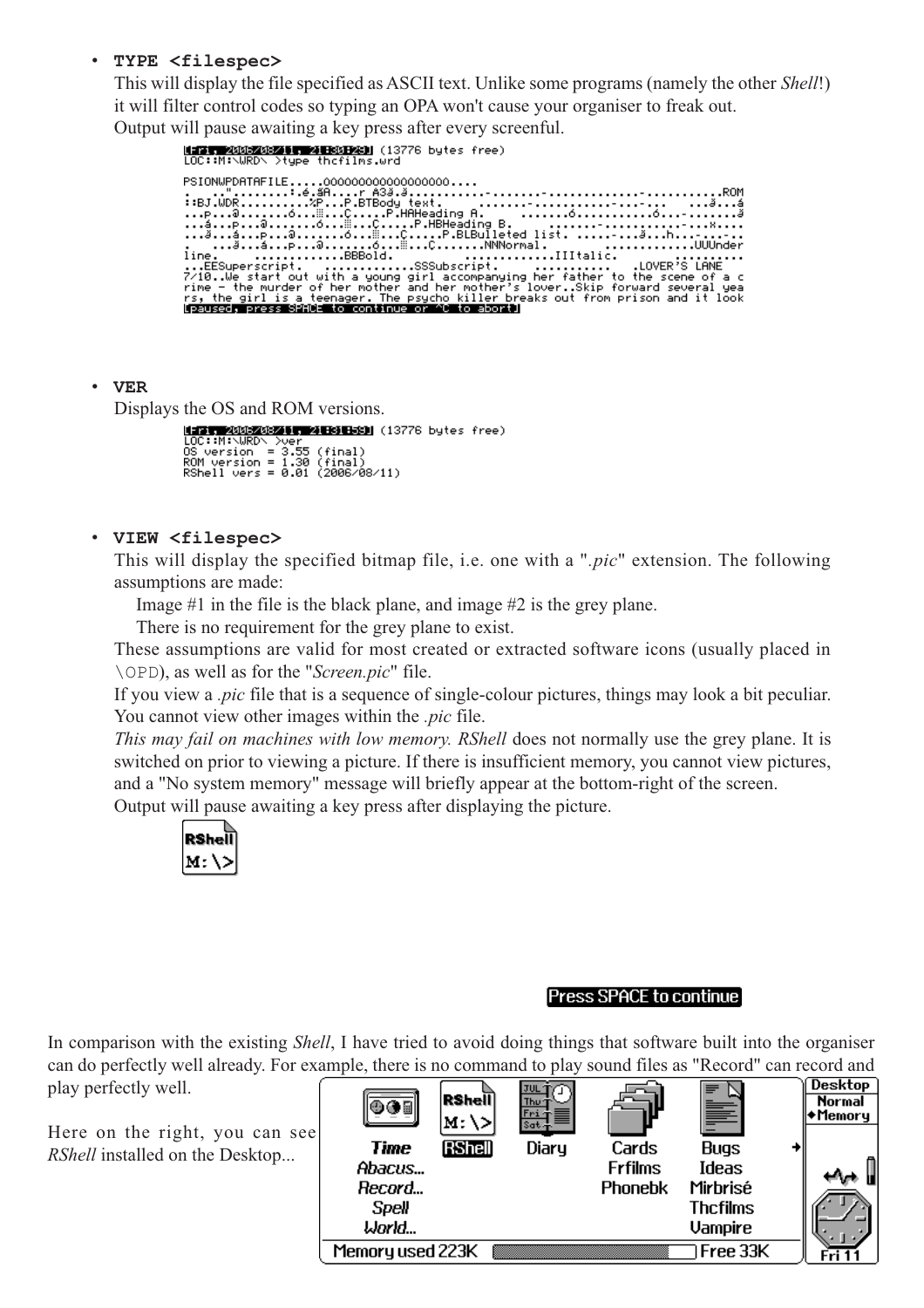- **TYPE <filespec>**

  This will display the file specified as ASCII text. Unlike some programs (namely the other *Shell*!) it will filter control codes so typing an OPA won't cause your organiser to freak out.

  Output will pause awaiting a key press after every screenful.

- **VER**

  Displays the OS and ROM versions.

- **VIEW <filespec>**

  This will display the specified bitmap file, i.e. one with a "*.pic*" extension. The following assumptions are made:

  Image #1 in the file is the black plane, and image #2 is the grey plane.

  There is no requirement for the grey plane to exist.

  These assumptions are valid for most created or extracted software icons (usually placed in `\OPD`), as well as for the "*Screen.pic*" file.

  If you view a *.pic* file that is a sequence of single-colour pictures, things may look a bit peculiar. You cannot view other images within the *.pic* file.

  *This may fail on machines with low memory. RShell* does not normally use the grey plane. It is switched on prior to viewing a picture. If there is insufficient memory, you cannot view pictures, and a "No system memory" message will briefly appear at the bottom-right of the screen.

  Output will pause awaiting a key press after displaying the picture.

In comparison with the existing *Shell*, I have tried to avoid doing things that software built into the organiser can do perfectly well already. For example, there is no command to play sound files as "Record" can record and play perfectly well.

Here on the right, you can see *RShell* installed on the Desktop...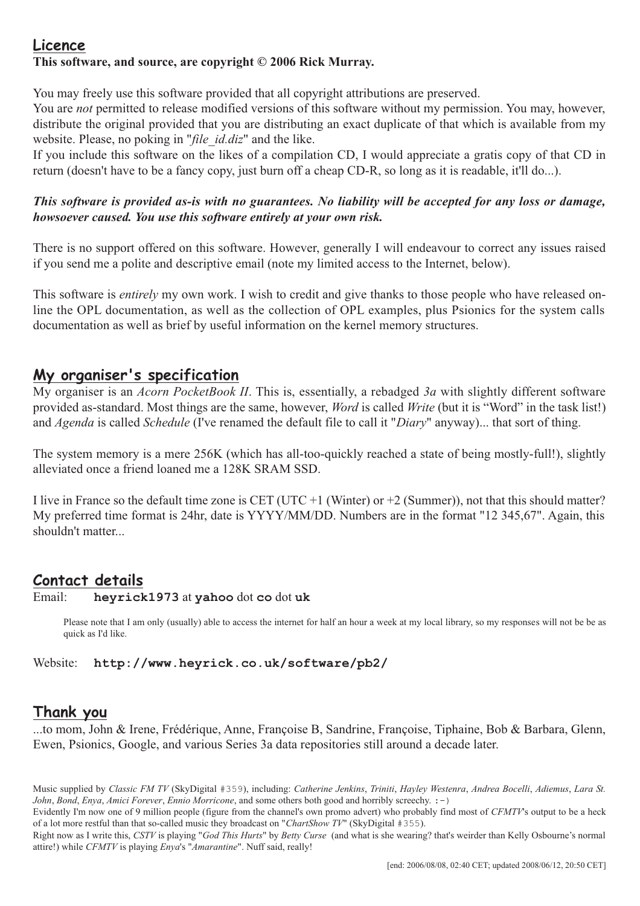## Licence

**This software, and source, are copyright © 2006 Rick Murray.**

You may freely use this software provided that all copyright attributions are preserved.
You are *not* permitted to release modified versions of this software without my permission. You may, however, distribute the original provided that you are distributing an exact duplicate of that which is available from my website. Please, no poking in "*file_id.diz*" and the like.
If you include this software on the likes of a compilation CD, I would appreciate a gratis copy of that CD in return (doesn't have to be a fancy copy, just burn off a cheap CD-R, so long as it is readable, it'll do...).

***This software is provided as-is with no guarantees. No liability will be accepted for any loss or damage, howsoever caused. You use this software entirely at your own risk.***

There is no support offered on this software. However, generally I will endeavour to correct any issues raised if you send me a polite and descriptive email (note my limited access to the Internet, below).

This software is *entirely* my own work. I wish to credit and give thanks to those people who have released on-line the OPL documentation, as well as the collection of OPL examples, plus Psionics for the system calls documentation as well as brief by useful information on the kernel memory structures.

## My organiser's specification

My organiser is an *Acorn PocketBook II*. This is, essentially, a rebadged *3a* with slightly different software provided as-standard. Most things are the same, however, *Word* is called *Write* (but it is "Word" in the task list!) and *Agenda* is called *Schedule* (I've renamed the default file to call it "*Diary*" anyway)... that sort of thing.

The system memory is a mere 256K (which has all-too-quickly reached a state of being mostly-full!), slightly alleviated once a friend loaned me a 128K SRAM SSD.

I live in France so the default time zone is CET (UTC +1 (Winter) or +2 (Summer)), not that this should matter? My preferred time format is 24hr, date is YYYY/MM/DD. Numbers are in the format "12 345,67". Again, this shouldn't matter...

## Contact details

Email: **heyrick1973** at **yahoo** dot **co** dot **uk**

Please note that I am only (usually) able to access the internet for half an hour a week at my local library, so my responses will not be be as quick as I'd like.

Website: **http://www.heyrick.co.uk/software/pb2/**

## Thank you

...to mom, John & Irene, Frédérique, Anne, Françoise B, Sandrine, Françoise, Tiphaine, Bob & Barbara, Glenn, Ewen, Psionics, Google, and various Series 3a data repositories still around a decade later.

Music supplied by *Classic FM TV* (SkyDigital `#359`), including: *Catherine Jenkins*, *Triniti*, *Hayley Westenra*, *Andrea Bocelli*, *Adiemus*, *Lara St. John*, *Bond*, *Enya*, *Amici Forever*, *Ennio Morricone*, and some others both good and horribly screechy. `:-)`
Evidently I'm now one of 9 million people (figure from the channel's own promo advert) who probably find most of *CFMTV*'s output to be a heck of a lot more restful than that so-called music they broadcast on "*ChartShow TV*" (SkyDigital `#355`).
Right now as I write this, *CSTV* is playing "*God This Hurts*" by *Betty Curse* (and what is she wearing? that's weirder than Kelly Osbourne's normal attire!) while *CFMTV* is playing *Enya*'s "*Amarantine*". Nuff said, really!

[end: 2006/08/08, 02:40 CET; updated 2008/06/12, 20:50 CET]